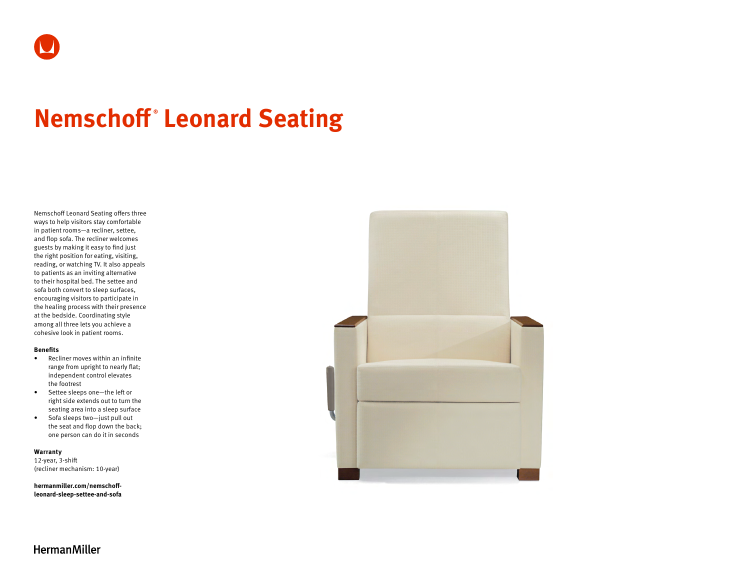# Nemschoff® Leonard Seating

Nemschoff Leonard Seating offers three ways to help visitors stay comfortable in patient rooms—a recliner, settee, and flop sofa. The recliner welcomes guests by making it easy to find just the right position for eating, visiting, reading, or watching TV. It also appeals to patients as an inviting alternative to their hospital bed. The settee and sofa both convert to sleep surfaces, encouraging visitors to participate in the healing process with their presence at the bedside. Coordinating style among all three lets you achieve a cohesive look in patient rooms.

**Benefits**

- Recliner moves within an infinite range from upright to nearly flat; independent control elevates the footrest
- Settee sleeps one—the left or right side extends out to turn the seating area into a sleep surface
- Sofa sleeps two—just pull out the seat and flop down the back; one person can do it in seconds

**Warranty**

12-year, 3-shift
(recliner mechanism: 10-year)

**hermanmiller.com/nemschoff-leonard-sleep-settee-and-sofa**

HermanMiller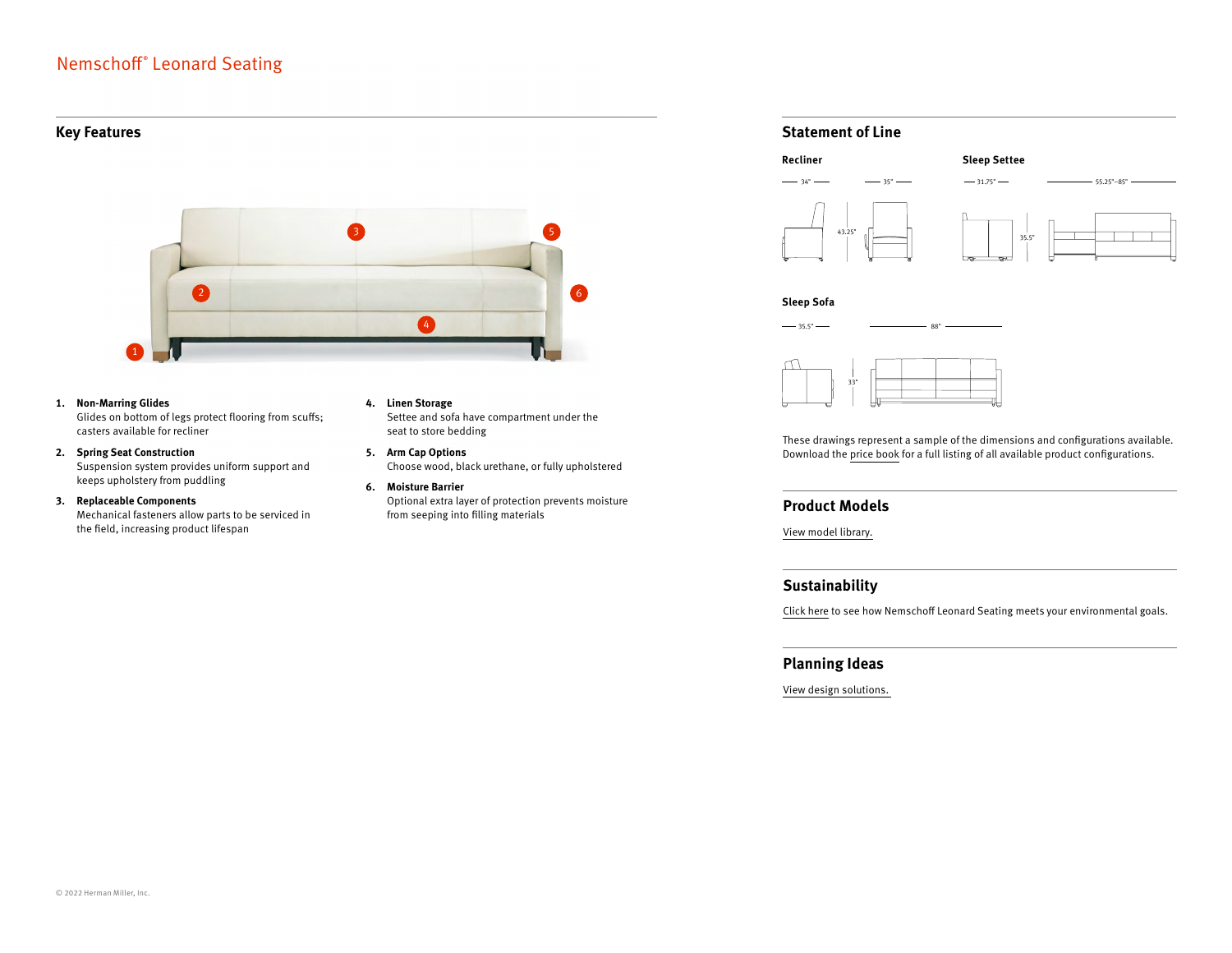# Nemschoff® Leonard Seating

## Key Features

1
2
3
4
5
6

1. **Non-Marring Glides**
   Glides on bottom of legs protect flooring from scuffs; casters available for recliner
2. **Spring Seat Construction**
   Suspension system provides uniform support and keeps upholstery from puddling
3. **Replaceable Components**
   Mechanical fasteners allow parts to be serviced in the field, increasing product lifespan
4. **Linen Storage**
   Settee and sofa have compartment under the seat to store bedding
5. **Arm Cap Options**
   Choose wood, black urethane, or fully upholstered
6. **Moisture Barrier**
   Optional extra layer of protection prevents moisture from seeping into filling materials

## Statement of Line

### Recliner

34"
35"
43.25"

### Sleep Settee

31.75"
55.25"–85"
35.5"

### Sleep Sofa

35.5"
88"
33"

These drawings represent a sample of the dimensions and configurations available. Download the price book for a full listing of all available product configurations.

## Product Models

View model library.

## Sustainability

Click here to see how Nemschoff Leonard Seating meets your environmental goals.

## Planning Ideas

View design solutions.

© 2022 Herman Miller, Inc.